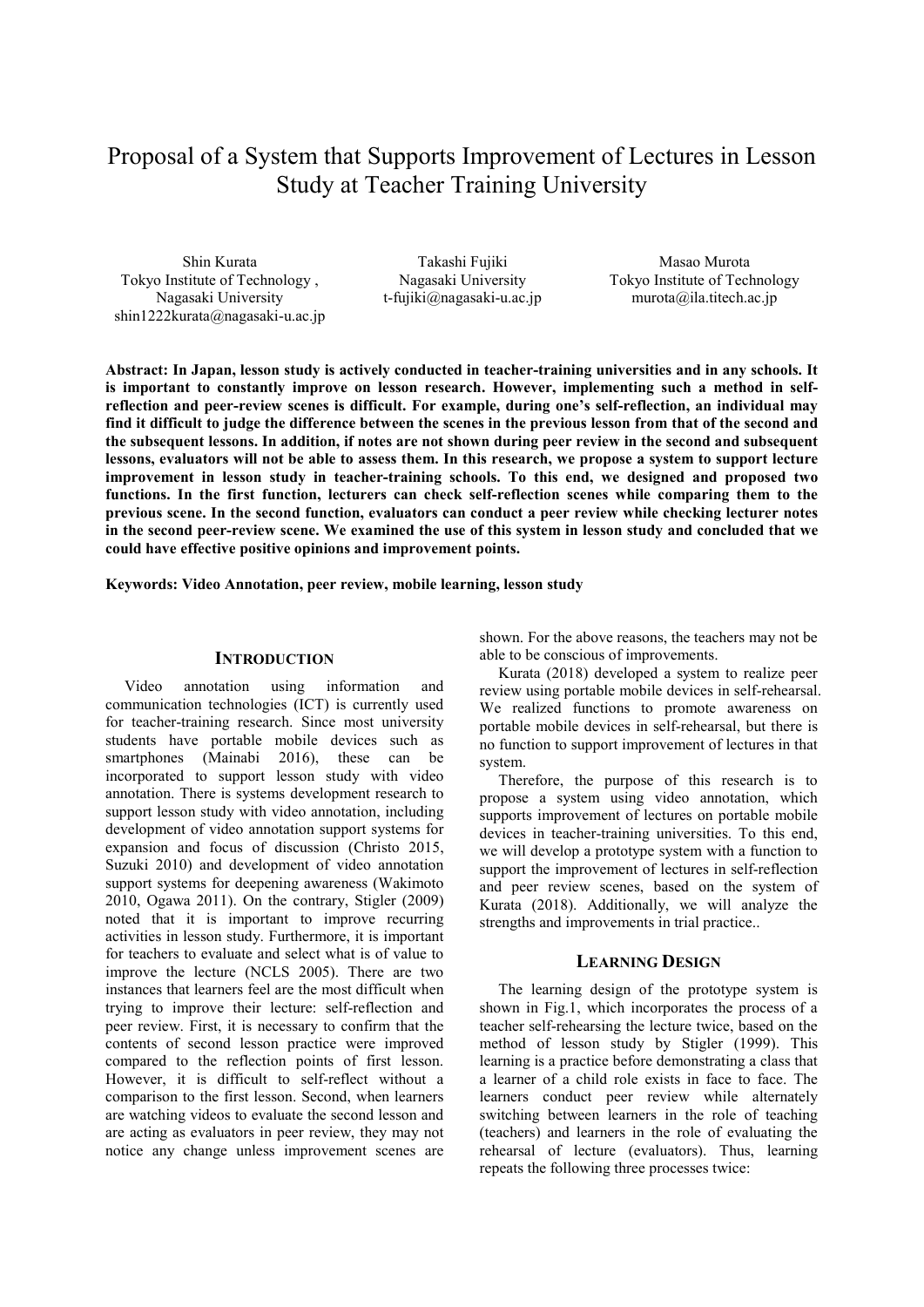# Proposal of a System that Supports Improvement of Lectures in Lesson Study at Teacher Training University

Shin Kurata
Tokyo Institute of Technology ,
Nagasaki University
shin1222kurata@nagasaki-u.ac.jp

Takashi Fujiki
Nagasaki University
t-fujiki@nagasaki-u.ac.jp

Masao Murota
Tokyo Institute of Technology
murota@ila.titech.ac.jp

**Abstract: In Japan, lesson study is actively conducted in teacher-training universities and in any schools. It is important to constantly improve on lesson research. However, implementing such a method in self-reflection and peer-review scenes is difficult. For example, during one's self-reflection, an individual may find it difficult to judge the difference between the scenes in the previous lesson from that of the second and the subsequent lessons. In addition, if notes are not shown during peer review in the second and subsequent lessons, evaluators will not be able to assess them. In this research, we propose a system to support lecture improvement in lesson study in teacher-training schools. To this end, we designed and proposed two functions. In the first function, lecturers can check self-reflection scenes while comparing them to the previous scene. In the second function, evaluators can conduct a peer review while checking lecturer notes in the second peer-review scene. We examined the use of this system in lesson study and concluded that we could have effective positive opinions and improvement points.**

**Keywords: Video Annotation, peer review, mobile learning, lesson study**

## INTRODUCTION

Video annotation using information and communication technologies (ICT) is currently used for teacher-training research. Since most university students have portable mobile devices such as smartphones (Mainabi 2016), these can be incorporated to support lesson study with video annotation. There is systems development research to support lesson study with video annotation, including development of video annotation support systems for expansion and focus of discussion (Christo 2015, Suzuki 2010) and development of video annotation support systems for deepening awareness (Wakimoto 2010, Ogawa 2011). On the contrary, Stigler (2009) noted that it is important to improve recurring activities in lesson study. Furthermore, it is important for teachers to evaluate and select what is of value to improve the lecture (NCLS 2005). There are two instances that learners feel are the most difficult when trying to improve their lecture: self-reflection and peer review. First, it is necessary to confirm that the contents of second lesson practice were improved compared to the reflection points of first lesson. However, it is difficult to self-reflect without a comparison to the first lesson. Second, when learners are watching videos to evaluate the second lesson and are acting as evaluators in peer review, they may not notice any change unless improvement scenes are shown. For the above reasons, the teachers may not be able to be conscious of improvements.

Kurata (2018) developed a system to realize peer review using portable mobile devices in self-rehearsal. We realized functions to promote awareness on portable mobile devices in self-rehearsal, but there is no function to support improvement of lectures in that system.

Therefore, the purpose of this research is to propose a system using video annotation, which supports improvement of lectures on portable mobile devices in teacher-training universities. To this end, we will develop a prototype system with a function to support the improvement of lectures in self-reflection and peer review scenes, based on the system of Kurata (2018). Additionally, we will analyze the strengths and improvements in trial practice..

## LEARNING DESIGN

The learning design of the prototype system is shown in Fig.1, which incorporates the process of a teacher self-rehearsing the lecture twice, based on the method of lesson study by Stigler (1999). This learning is a practice before demonstrating a class that a learner of a child role exists in face to face. The learners conduct peer review while alternately switching between learners in the role of teaching (teachers) and learners in the role of evaluating the rehearsal of lecture (evaluators). Thus, learning repeats the following three processes twice: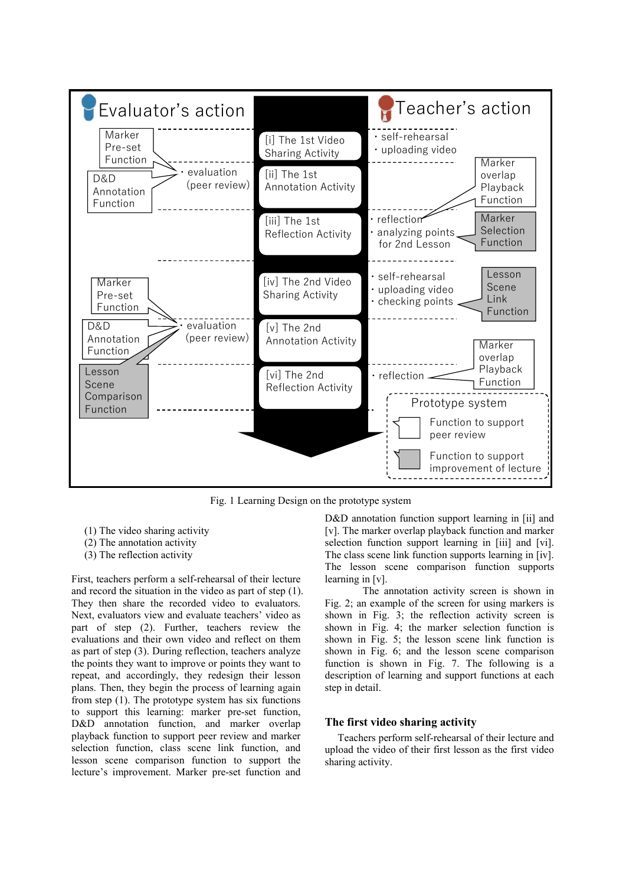Fig. 1 Learning Design on the prototype system

(1) The video sharing activity
(2) The annotation activity
(3) The reflection activity

First, teachers perform a self-rehearsal of their lecture and record the situation in the video as part of step (1). They then share the recorded video to evaluators. Next, evaluators view and evaluate teachers' video as part of step (2). Further, teachers review the evaluations and their own video and reflect on them as part of step (3). During reflection, teachers analyze the points they want to improve or points they want to repeat, and accordingly, they redesign their lesson plans. Then, they begin the process of learning again from step (1). The prototype system has six functions to support this learning: marker pre-set function, D&D annotation function, and marker overlap playback function to support peer review and marker selection function, class scene link function, and lesson scene comparison function to support the lecture's improvement. Marker pre-set function and D&D annotation function support learning in [ii] and [v]. The marker overlap playback function and marker selection function support learning in [iii] and [vi]. The class scene link function supports learning in [iv]. The lesson scene comparison function supports learning in [v].

The annotation activity screen is shown in Fig. 2; an example of the screen for using markers is shown in Fig. 3; the reflection activity screen is shown in Fig. 4; the marker selection function is shown in Fig. 5; the lesson scene link function is shown in Fig. 6; and the lesson scene comparison function is shown in Fig. 7. The following is a description of learning and support functions at each step in detail.

### The first video sharing activity

Teachers perform self-rehearsal of their lecture and upload the video of their first lesson as the first video sharing activity.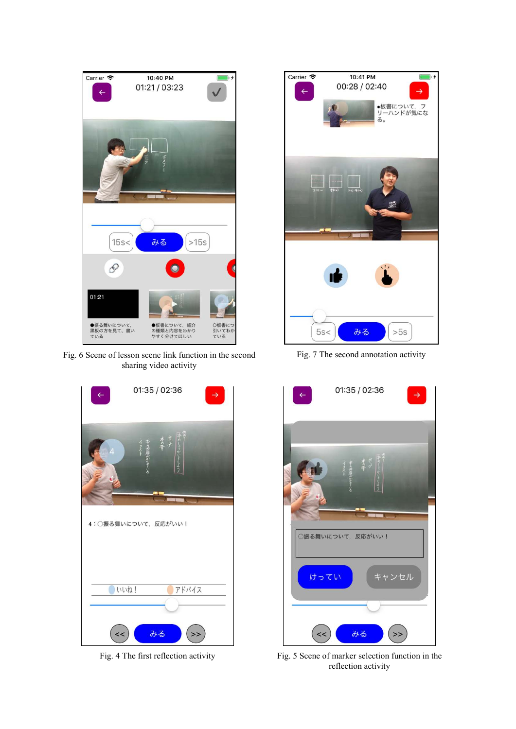Fig. 6 Scene of lesson scene link function in the second sharing video activity

Fig. 7 The second annotation activity

Fig. 4 The first reflection activity

Fig. 5 Scene of marker selection function in the reflection activity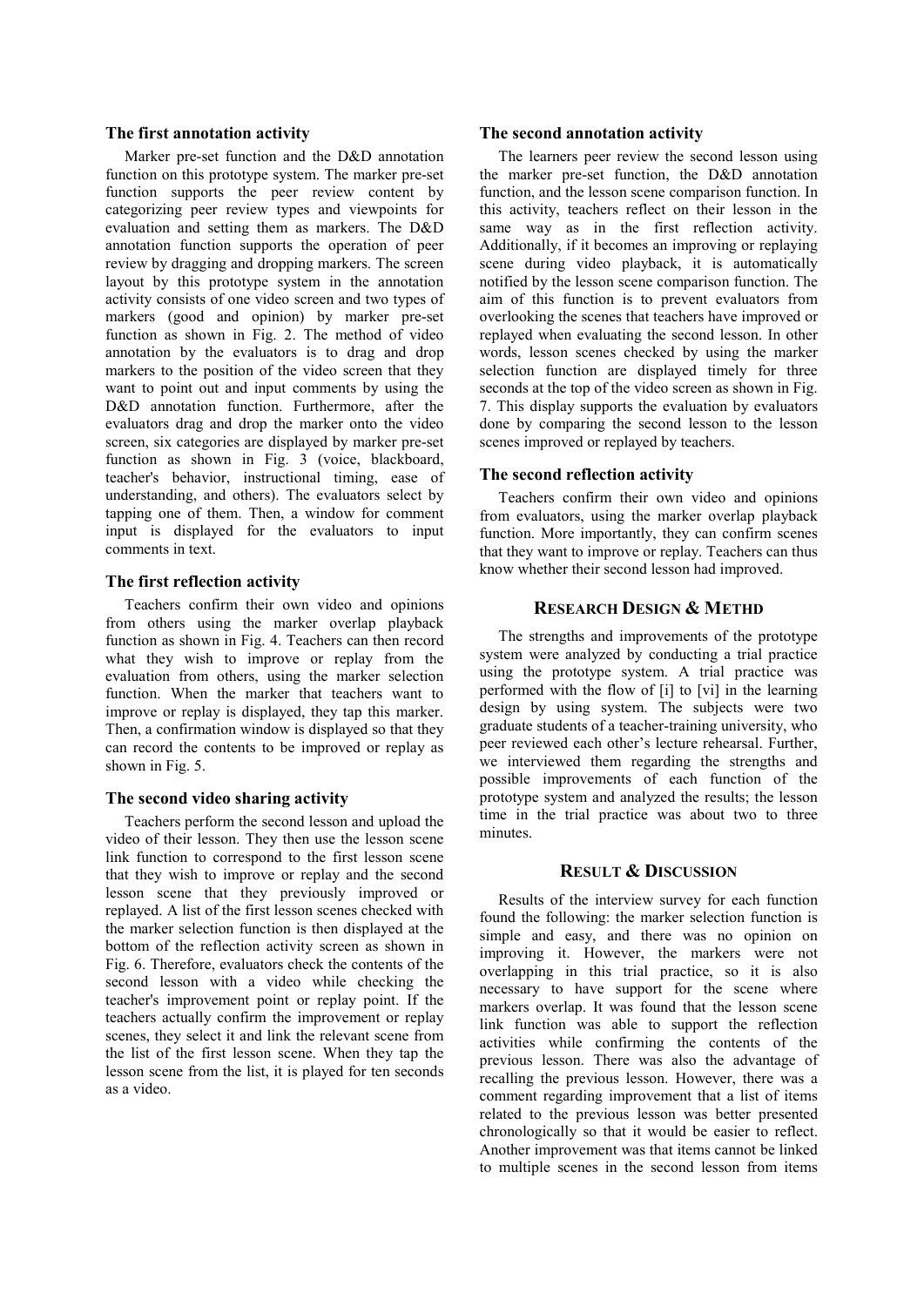### The first annotation activity

Marker pre-set function and the D&D annotation function on this prototype system. The marker pre-set function supports the peer review content by categorizing peer review types and viewpoints for evaluation and setting them as markers. The D&D annotation function supports the operation of peer review by dragging and dropping markers. The screen layout by this prototype system in the annotation activity consists of one video screen and two types of markers (good and opinion) by marker pre-set function as shown in Fig. 2. The method of video annotation by the evaluators is to drag and drop markers to the position of the video screen that they want to point out and input comments by using the D&D annotation function. Furthermore, after the evaluators drag and drop the marker onto the video screen, six categories are displayed by marker pre-set function as shown in Fig. 3 (voice, blackboard, teacher's behavior, instructional timing, ease of understanding, and others). The evaluators select by tapping one of them. Then, a window for comment input is displayed for the evaluators to input comments in text.

### The first reflection activity

Teachers confirm their own video and opinions from others using the marker overlap playback function as shown in Fig. 4. Teachers can then record what they wish to improve or replay from the evaluation from others, using the marker selection function. When the marker that teachers want to improve or replay is displayed, they tap this marker. Then, a confirmation window is displayed so that they can record the contents to be improved or replay as shown in Fig. 5.

### The second video sharing activity

Teachers perform the second lesson and upload the video of their lesson. They then use the lesson scene link function to correspond to the first lesson scene that they wish to improve or replay and the second lesson scene that they previously improved or replayed. A list of the first lesson scenes checked with the marker selection function is then displayed at the bottom of the reflection activity screen as shown in Fig. 6. Therefore, evaluators check the contents of the second lesson with a video while checking the teacher's improvement point or replay point. If the teachers actually confirm the improvement or replay scenes, they select it and link the relevant scene from the list of the first lesson scene. When they tap the lesson scene from the list, it is played for ten seconds as a video.

### The second annotation activity

The learners peer review the second lesson using the marker pre-set function, the D&D annotation function, and the lesson scene comparison function. In this activity, teachers reflect on their lesson in the same way as in the first reflection activity. Additionally, if it becomes an improving or replaying scene during video playback, it is automatically notified by the lesson scene comparison function. The aim of this function is to prevent evaluators from overlooking the scenes that teachers have improved or replayed when evaluating the second lesson. In other words, lesson scenes checked by using the marker selection function are displayed timely for three seconds at the top of the video screen as shown in Fig. 7. This display supports the evaluation by evaluators done by comparing the second lesson to the lesson scenes improved or replayed by teachers.

### The second reflection activity

Teachers confirm their own video and opinions from evaluators, using the marker overlap playback function. More importantly, they can confirm scenes that they want to improve or replay. Teachers can thus know whether their second lesson had improved.

## RESEARCH DESIGN & METHD

The strengths and improvements of the prototype system were analyzed by conducting a trial practice using the prototype system. A trial practice was performed with the flow of [i] to [vi] in the learning design by using system. The subjects were two graduate students of a teacher-training university, who peer reviewed each other's lecture rehearsal. Further, we interviewed them regarding the strengths and possible improvements of each function of the prototype system and analyzed the results; the lesson time in the trial practice was about two to three minutes.

## RESULT & DISCUSSION

Results of the interview survey for each function found the following: the marker selection function is simple and easy, and there was no opinion on improving it. However, the markers were not overlapping in this trial practice, so it is also necessary to have support for the scene where markers overlap. It was found that the lesson scene link function was able to support the reflection activities while confirming the contents of the previous lesson. There was also the advantage of recalling the previous lesson. However, there was a comment regarding improvement that a list of items related to the previous lesson was better presented chronologically so that it would be easier to reflect. Another improvement was that items cannot be linked to multiple scenes in the second lesson from items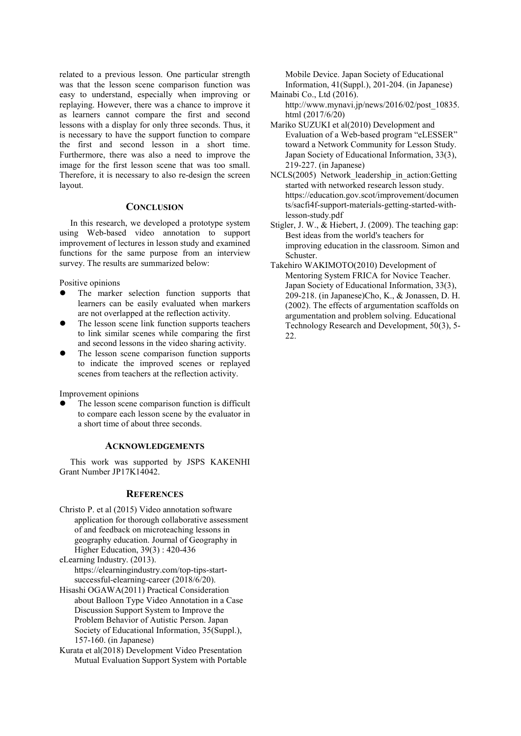related to a previous lesson. One particular strength was that the lesson scene comparison function was easy to understand, especially when improving or replaying. However, there was a chance to improve it as learners cannot compare the first and second lessons with a display for only three seconds. Thus, it is necessary to have the support function to compare the first and second lesson in a short time. Furthermore, there was also a need to improve the image for the first lesson scene that was too small. Therefore, it is necessary to also re-design the screen layout.

## CONCLUSION

In this research, we developed a prototype system using Web-based video annotation to support improvement of lectures in lesson study and examined functions for the same purpose from an interview survey. The results are summarized below:

Positive opinions

- The marker selection function supports that learners can be easily evaluated when markers are not overlapped at the reflection activity.
- The lesson scene link function supports teachers to link similar scenes while comparing the first and second lessons in the video sharing activity.
- The lesson scene comparison function supports to indicate the improved scenes or replayed scenes from teachers at the reflection activity.

Improvement opinions

- The lesson scene comparison function is difficult to compare each lesson scene by the evaluator in a short time of about three seconds.

## ACKNOWLEDGEMENTS

This work was supported by JSPS KAKENHI Grant Number JP17K14042.

## REFERENCES

Christo P. et al (2015) Video annotation software application for thorough collaborative assessment of and feedback on microteaching lessons in geography education. Journal of Geography in Higher Education, 39(3) : 420-436

eLearning Industry. (2013). https://elearningindustry.com/top-tips-start-successful-elearning-career (2018/6/20).

Hisashi OGAWA(2011) Practical Consideration about Balloon Type Video Annotation in a Case Discussion Support System to Improve the Problem Behavior of Autistic Person. Japan Society of Educational Information, 35(Suppl.), 157-160. (in Japanese)

Kurata et al(2018) Development Video Presentation Mutual Evaluation Support System with Portable Mobile Device. Japan Society of Educational Information, 41(Suppl.), 201-204. (in Japanese)

Mainabi Co., Ltd (2016). http://www.mynavi.jp/news/2016/02/post_10835.html (2017/6/20)

Mariko SUZUKI et al(2010) Development and Evaluation of a Web-based program "eLESSER" toward a Network Community for Lesson Study. Japan Society of Educational Information, 33(3), 219-227. (in Japanese)

NCLS(2005) Network_leadership_in_action:Getting started with networked research lesson study. https://education.gov.scot/improvement/documents/sacfi4f-support-materials-getting-started-with-lesson-study.pdf

Stigler, J. W., & Hiebert, J. (2009). The teaching gap: Best ideas from the world's teachers for improving education in the classroom. Simon and Schuster.

Takehiro WAKIMOTO(2010) Development of Mentoring System FRICA for Novice Teacher. Japan Society of Educational Information, 33(3), 209-218. (in Japanese)Cho, K., & Jonassen, D. H. (2002). The effects of argumentation scaffolds on argumentation and problem solving. Educational Technology Research and Development, 50(3), 5-22.